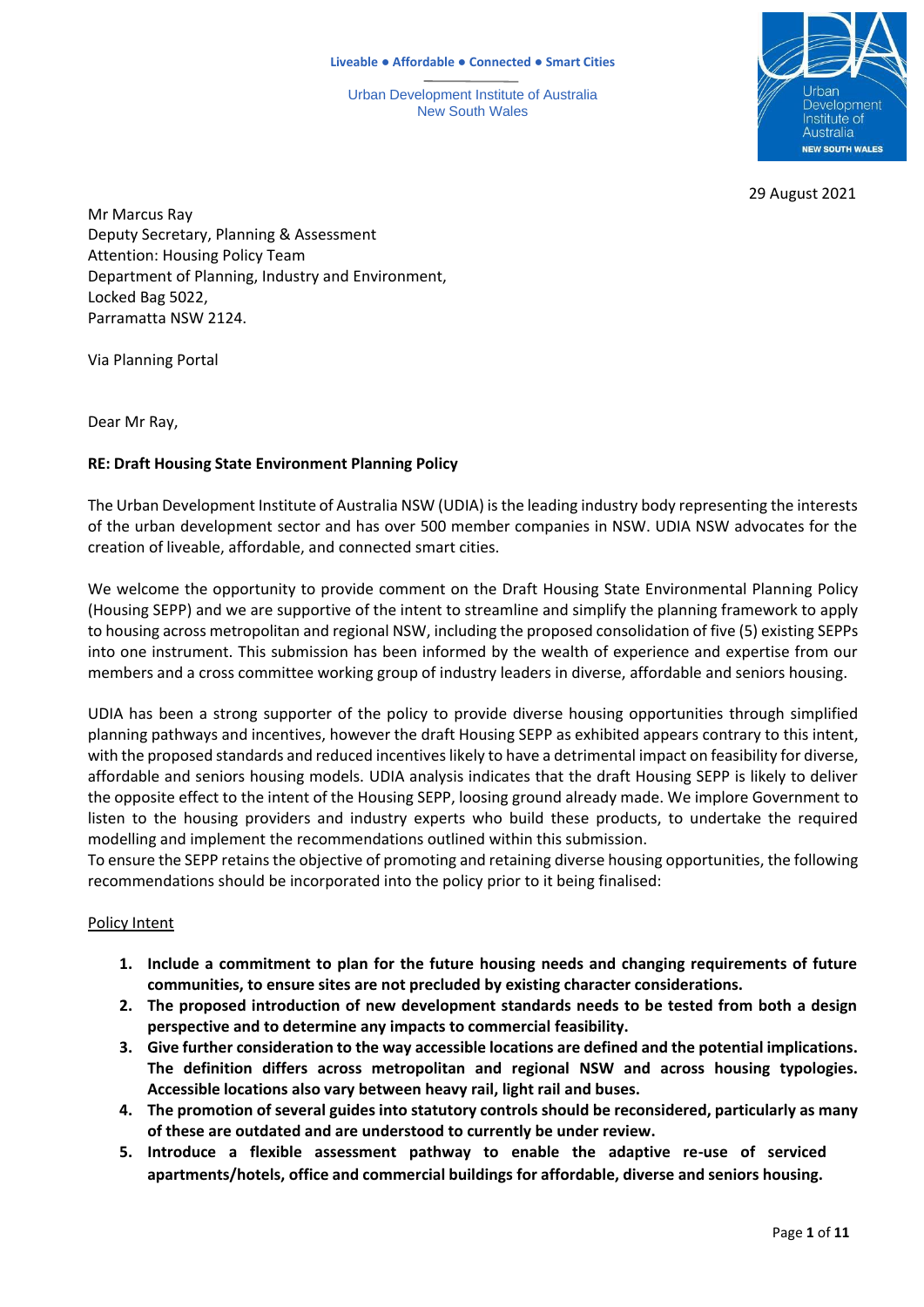Liveable ● Affordable ● Connected ● Smart Cities

Urban Development Institute of Australia
New South Wales

29 August 2021

Mr Marcus Ray
Deputy Secretary, Planning & Assessment
Attention: Housing Policy Team
Department of Planning, Industry and Environment,
Locked Bag 5022,
Parramatta NSW 2124.

Via Planning Portal

Dear Mr Ray,

**RE: Draft Housing State Environment Planning Policy**

The Urban Development Institute of Australia NSW (UDIA) is the leading industry body representing the interests of the urban development sector and has over 500 member companies in NSW. UDIA NSW advocates for the creation of liveable, affordable, and connected smart cities.

We welcome the opportunity to provide comment on the Draft Housing State Environmental Planning Policy (Housing SEPP) and we are supportive of the intent to streamline and simplify the planning framework to apply to housing across metropolitan and regional NSW, including the proposed consolidation of five (5) existing SEPPs into one instrument. This submission has been informed by the wealth of experience and expertise from our members and a cross committee working group of industry leaders in diverse, affordable and seniors housing.

UDIA has been a strong supporter of the policy to provide diverse housing opportunities through simplified planning pathways and incentives, however the draft Housing SEPP as exhibited appears contrary to this intent, with the proposed standards and reduced incentives likely to have a detrimental impact on feasibility for diverse, affordable and seniors housing models. UDIA analysis indicates that the draft Housing SEPP is likely to deliver the opposite effect to the intent of the Housing SEPP, loosing ground already made. We implore Government to listen to the housing providers and industry experts who build these products, to undertake the required modelling and implement the recommendations outlined within this submission.
To ensure the SEPP retains the objective of promoting and retaining diverse housing opportunities, the following recommendations should be incorporated into the policy prior to it being finalised:

<u>Policy Intent</u>

1. **Include a commitment to plan for the future housing needs and changing requirements of future communities, to ensure sites are not precluded by existing character considerations.**
2. **The proposed introduction of new development standards needs to be tested from both a design perspective and to determine any impacts to commercial feasibility.**
3. **Give further consideration to the way accessible locations are defined and the potential implications. The definition differs across metropolitan and regional NSW and across housing typologies. Accessible locations also vary between heavy rail, light rail and buses.**
4. **The promotion of several guides into statutory controls should be reconsidered, particularly as many of these are outdated and are understood to currently be under review.**
5. **Introduce a flexible assessment pathway to enable the adaptive re-use of serviced apartments/hotels, office and commercial buildings for affordable, diverse and seniors housing.**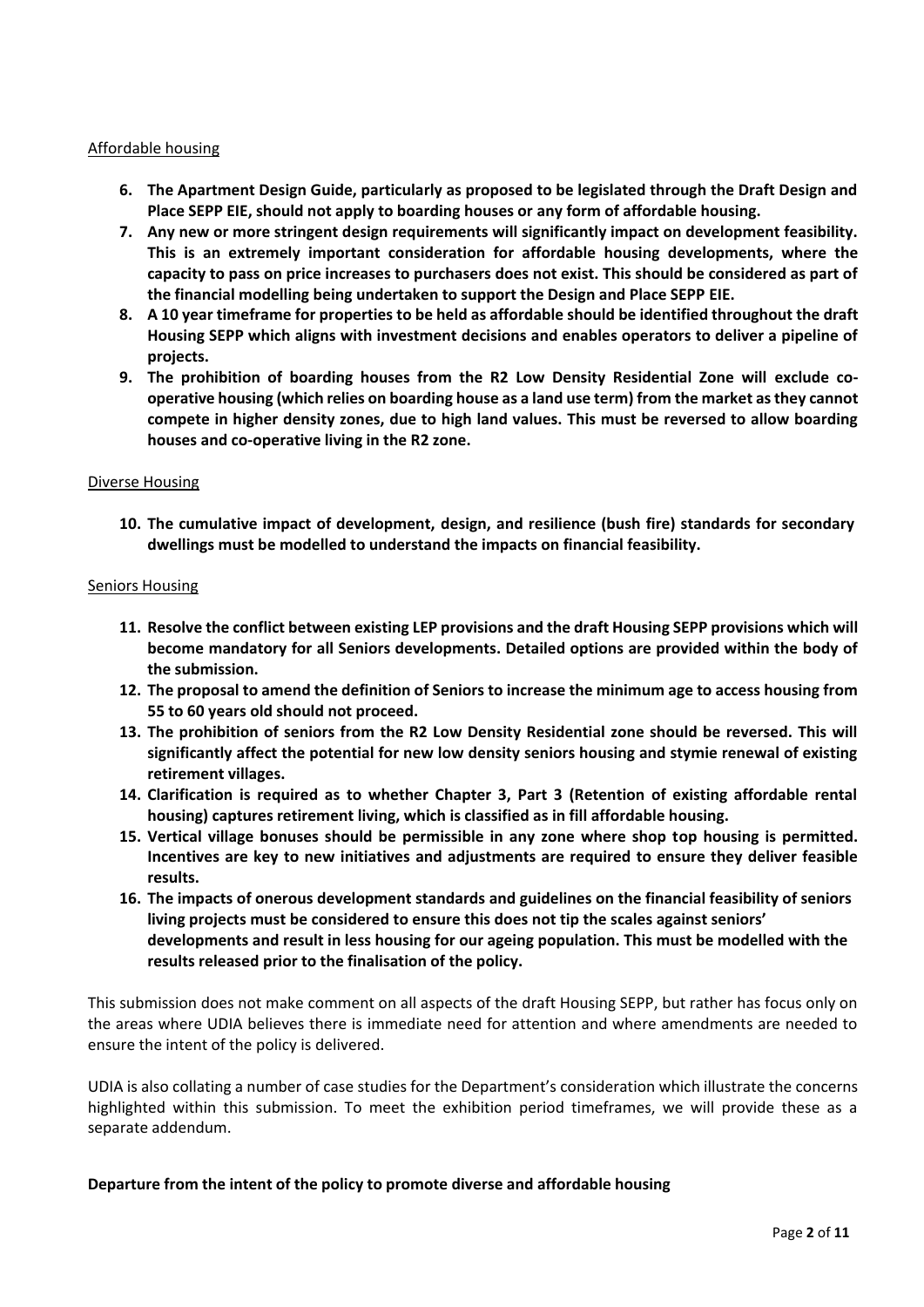Affordable housing

6. **The Apartment Design Guide, particularly as proposed to be legislated through the Draft Design and Place SEPP EIE, should not apply to boarding houses or any form of affordable housing.**
7. **Any new or more stringent design requirements will significantly impact on development feasibility. This is an extremely important consideration for affordable housing developments, where the capacity to pass on price increases to purchasers does not exist. This should be considered as part of the financial modelling being undertaken to support the Design and Place SEPP EIE.**
8. **A 10 year timeframe for properties to be held as affordable should be identified throughout the draft Housing SEPP which aligns with investment decisions and enables operators to deliver a pipeline of projects.**
9. **The prohibition of boarding houses from the R2 Low Density Residential Zone will exclude co-operative housing (which relies on boarding house as a land use term) from the market as they cannot compete in higher density zones, due to high land values. This must be reversed to allow boarding houses and co-operative living in the R2 zone.**

Diverse Housing

10. **The cumulative impact of development, design, and resilience (bush fire) standards for secondary dwellings must be modelled to understand the impacts on financial feasibility.**

Seniors Housing

11. **Resolve the conflict between existing LEP provisions and the draft Housing SEPP provisions which will become mandatory for all Seniors developments. Detailed options are provided within the body of the submission.**
12. **The proposal to amend the definition of Seniors to increase the minimum age to access housing from 55 to 60 years old should not proceed.**
13. **The prohibition of seniors from the R2 Low Density Residential zone should be reversed. This will significantly affect the potential for new low density seniors housing and stymie renewal of existing retirement villages.**
14. **Clarification is required as to whether Chapter 3, Part 3 (Retention of existing affordable rental housing) captures retirement living, which is classified as in fill affordable housing.**
15. **Vertical village bonuses should be permissible in any zone where shop top housing is permitted. Incentives are key to new initiatives and adjustments are required to ensure they deliver feasible results.**
16. **The impacts of onerous development standards and guidelines on the financial feasibility of seniors living projects must be considered to ensure this does not tip the scales against seniors' developments and result in less housing for our ageing population. This must be modelled with the results released prior to the finalisation of the policy.**

This submission does not make comment on all aspects of the draft Housing SEPP, but rather has focus only on the areas where UDIA believes there is immediate need for attention and where amendments are needed to ensure the intent of the policy is delivered.

UDIA is also collating a number of case studies for the Department's consideration which illustrate the concerns highlighted within this submission. To meet the exhibition period timeframes, we will provide these as a separate addendum.

**Departure from the intent of the policy to promote diverse and affordable housing**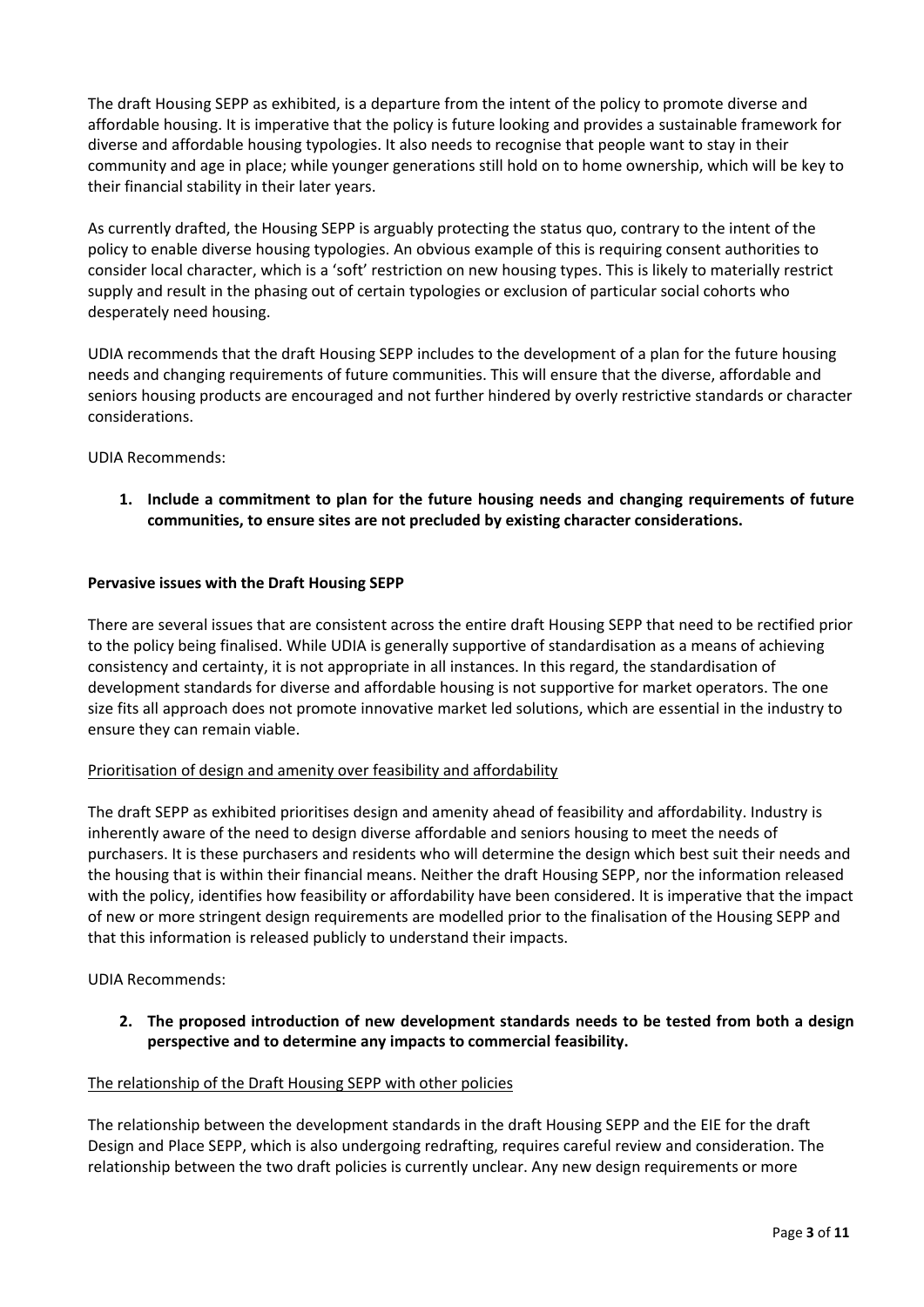The draft Housing SEPP as exhibited, is a departure from the intent of the policy to promote diverse and affordable housing. It is imperative that the policy is future looking and provides a sustainable framework for diverse and affordable housing typologies. It also needs to recognise that people want to stay in their community and age in place; while younger generations still hold on to home ownership, which will be key to their financial stability in their later years.

As currently drafted, the Housing SEPP is arguably protecting the status quo, contrary to the intent of the policy to enable diverse housing typologies. An obvious example of this is requiring consent authorities to consider local character, which is a 'soft' restriction on new housing types. This is likely to materially restrict supply and result in the phasing out of certain typologies or exclusion of particular social cohorts who desperately need housing.

UDIA recommends that the draft Housing SEPP includes to the development of a plan for the future housing needs and changing requirements of future communities. This will ensure that the diverse, affordable and seniors housing products are encouraged and not further hindered by overly restrictive standards or character considerations.

UDIA Recommends:

1. **Include a commitment to plan for the future housing needs and changing requirements of future communities, to ensure sites are not precluded by existing character considerations.**

**Pervasive issues with the Draft Housing SEPP**

There are several issues that are consistent across the entire draft Housing SEPP that need to be rectified prior to the policy being finalised. While UDIA is generally supportive of standardisation as a means of achieving consistency and certainty, it is not appropriate in all instances. In this regard, the standardisation of development standards for diverse and affordable housing is not supportive for market operators. The one size fits all approach does not promote innovative market led solutions, which are essential in the industry to ensure they can remain viable.

Prioritisation of design and amenity over feasibility and affordability

The draft SEPP as exhibited prioritises design and amenity ahead of feasibility and affordability. Industry is inherently aware of the need to design diverse affordable and seniors housing to meet the needs of purchasers. It is these purchasers and residents who will determine the design which best suit their needs and the housing that is within their financial means. Neither the draft Housing SEPP, nor the information released with the policy, identifies how feasibility or affordability have been considered. It is imperative that the impact of new or more stringent design requirements are modelled prior to the finalisation of the Housing SEPP and that this information is released publicly to understand their impacts.

UDIA Recommends:

2. **The proposed introduction of new development standards needs to be tested from both a design perspective and to determine any impacts to commercial feasibility.**

The relationship of the Draft Housing SEPP with other policies

The relationship between the development standards in the draft Housing SEPP and the EIE for the draft Design and Place SEPP, which is also undergoing redrafting, requires careful review and consideration. The relationship between the two draft policies is currently unclear. Any new design requirements or more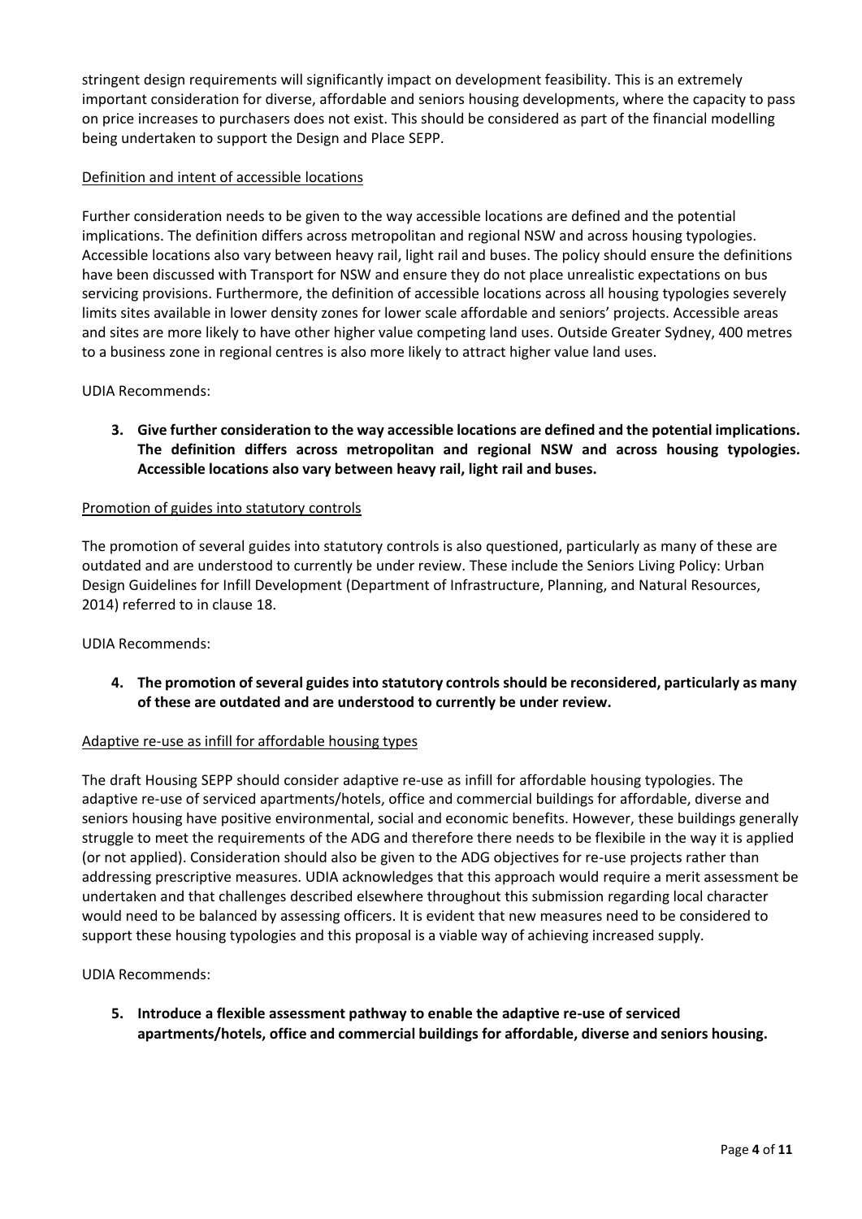stringent design requirements will significantly impact on development feasibility. This is an extremely important consideration for diverse, affordable and seniors housing developments, where the capacity to pass on price increases to purchasers does not exist. This should be considered as part of the financial modelling being undertaken to support the Design and Place SEPP.

<u>Definition and intent of accessible locations</u>

Further consideration needs to be given to the way accessible locations are defined and the potential implications. The definition differs across metropolitan and regional NSW and across housing typologies. Accessible locations also vary between heavy rail, light rail and buses. The policy should ensure the definitions have been discussed with Transport for NSW and ensure they do not place unrealistic expectations on bus servicing provisions. Furthermore, the definition of accessible locations across all housing typologies severely limits sites available in lower density zones for lower scale affordable and seniors' projects. Accessible areas and sites are more likely to have other higher value competing land uses. Outside Greater Sydney, 400 metres to a business zone in regional centres is also more likely to attract higher value land uses.

UDIA Recommends:

3. **Give further consideration to the way accessible locations are defined and the potential implications. The definition differs across metropolitan and regional NSW and across housing typologies. Accessible locations also vary between heavy rail, light rail and buses.**

<u>Promotion of guides into statutory controls</u>

The promotion of several guides into statutory controls is also questioned, particularly as many of these are outdated and are understood to currently be under review. These include the Seniors Living Policy: Urban Design Guidelines for Infill Development (Department of Infrastructure, Planning, and Natural Resources, 2014) referred to in clause 18.

UDIA Recommends:

4. **The promotion of several guides into statutory controls should be reconsidered, particularly as many of these are outdated and are understood to currently be under review.**

<u>Adaptive re-use as infill for affordable housing types</u>

The draft Housing SEPP should consider adaptive re-use as infill for affordable housing typologies. The adaptive re-use of serviced apartments/hotels, office and commercial buildings for affordable, diverse and seniors housing have positive environmental, social and economic benefits. However, these buildings generally struggle to meet the requirements of the ADG and therefore there needs to be flexibile in the way it is applied (or not applied). Consideration should also be given to the ADG objectives for re-use projects rather than addressing prescriptive measures. UDIA acknowledges that this approach would require a merit assessment be undertaken and that challenges described elsewhere throughout this submission regarding local character would need to be balanced by assessing officers. It is evident that new measures need to be considered to support these housing typologies and this proposal is a viable way of achieving increased supply.

UDIA Recommends:

5. **Introduce a flexible assessment pathway to enable the adaptive re-use of serviced apartments/hotels, office and commercial buildings for affordable, diverse and seniors housing.**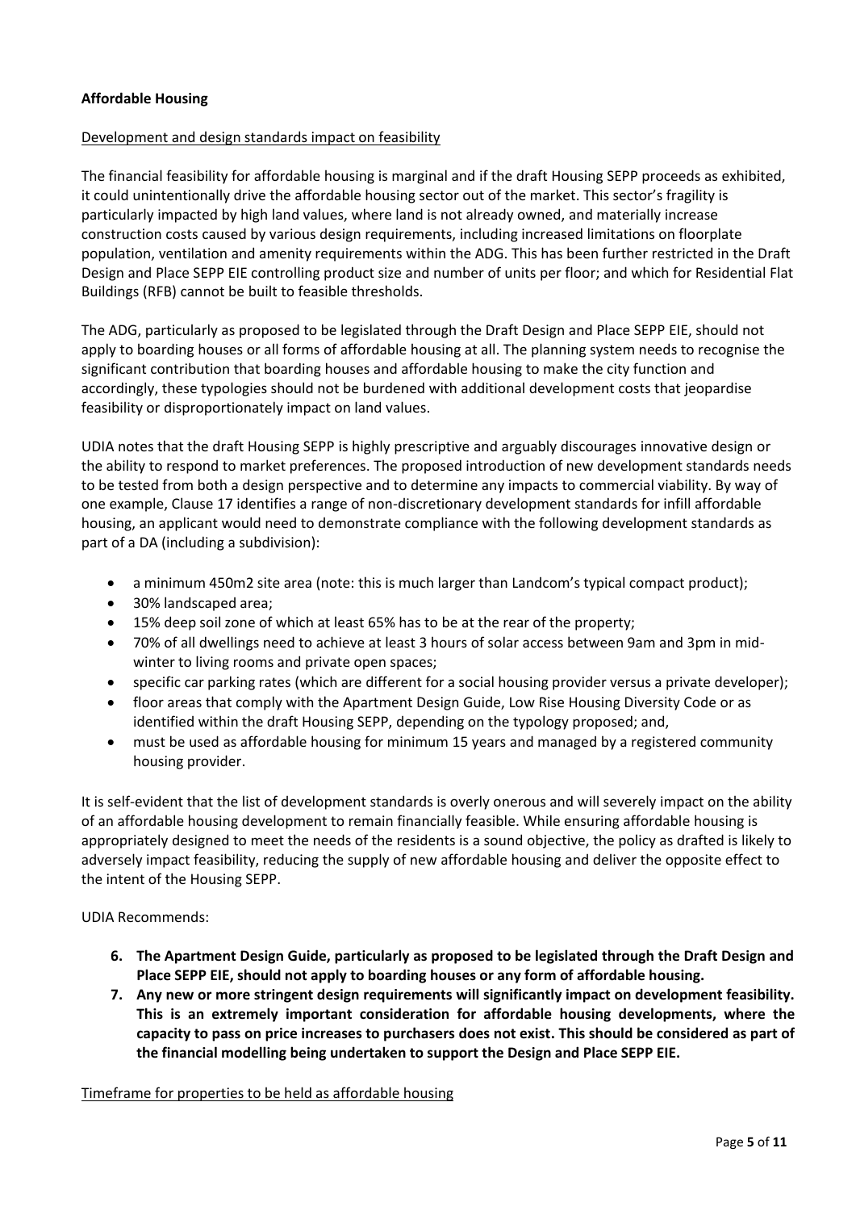**Affordable Housing**

<u>Development and design standards impact on feasibility</u>

The financial feasibility for affordable housing is marginal and if the draft Housing SEPP proceeds as exhibited, it could unintentionally drive the affordable housing sector out of the market. This sector's fragility is particularly impacted by high land values, where land is not already owned, and materially increase construction costs caused by various design requirements, including increased limitations on floorplate population, ventilation and amenity requirements within the ADG. This has been further restricted in the Draft Design and Place SEPP EIE controlling product size and number of units per floor; and which for Residential Flat Buildings (RFB) cannot be built to feasible thresholds.

The ADG, particularly as proposed to be legislated through the Draft Design and Place SEPP EIE, should not apply to boarding houses or all forms of affordable housing at all. The planning system needs to recognise the significant contribution that boarding houses and affordable housing to make the city function and accordingly, these typologies should not be burdened with additional development costs that jeopardise feasibility or disproportionately impact on land values.

UDIA notes that the draft Housing SEPP is highly prescriptive and arguably discourages innovative design or the ability to respond to market preferences. The proposed introduction of new development standards needs to be tested from both a design perspective and to determine any impacts to commercial viability. By way of one example, Clause 17 identifies a range of non-discretionary development standards for infill affordable housing, an applicant would need to demonstrate compliance with the following development standards as part of a DA (including a subdivision):

- a minimum 450m2 site area (note: this is much larger than Landcom's typical compact product);
- 30% landscaped area;
- 15% deep soil zone of which at least 65% has to be at the rear of the property;
- 70% of all dwellings need to achieve at least 3 hours of solar access between 9am and 3pm in mid-winter to living rooms and private open spaces;
- specific car parking rates (which are different for a social housing provider versus a private developer);
- floor areas that comply with the Apartment Design Guide, Low Rise Housing Diversity Code or as identified within the draft Housing SEPP, depending on the typology proposed; and,
- must be used as affordable housing for minimum 15 years and managed by a registered community housing provider.

It is self-evident that the list of development standards is overly onerous and will severely impact on the ability of an affordable housing development to remain financially feasible. While ensuring affordable housing is appropriately designed to meet the needs of the residents is a sound objective, the policy as drafted is likely to adversely impact feasibility, reducing the supply of new affordable housing and deliver the opposite effect to the intent of the Housing SEPP.

UDIA Recommends:

6. **The Apartment Design Guide, particularly as proposed to be legislated through the Draft Design and Place SEPP EIE, should not apply to boarding houses or any form of affordable housing.**
7. **Any new or more stringent design requirements will significantly impact on development feasibility. This is an extremely important consideration for affordable housing developments, where the capacity to pass on price increases to purchasers does not exist. This should be considered as part of the financial modelling being undertaken to support the Design and Place SEPP EIE.**

<u>Timeframe for properties to be held as affordable housing</u>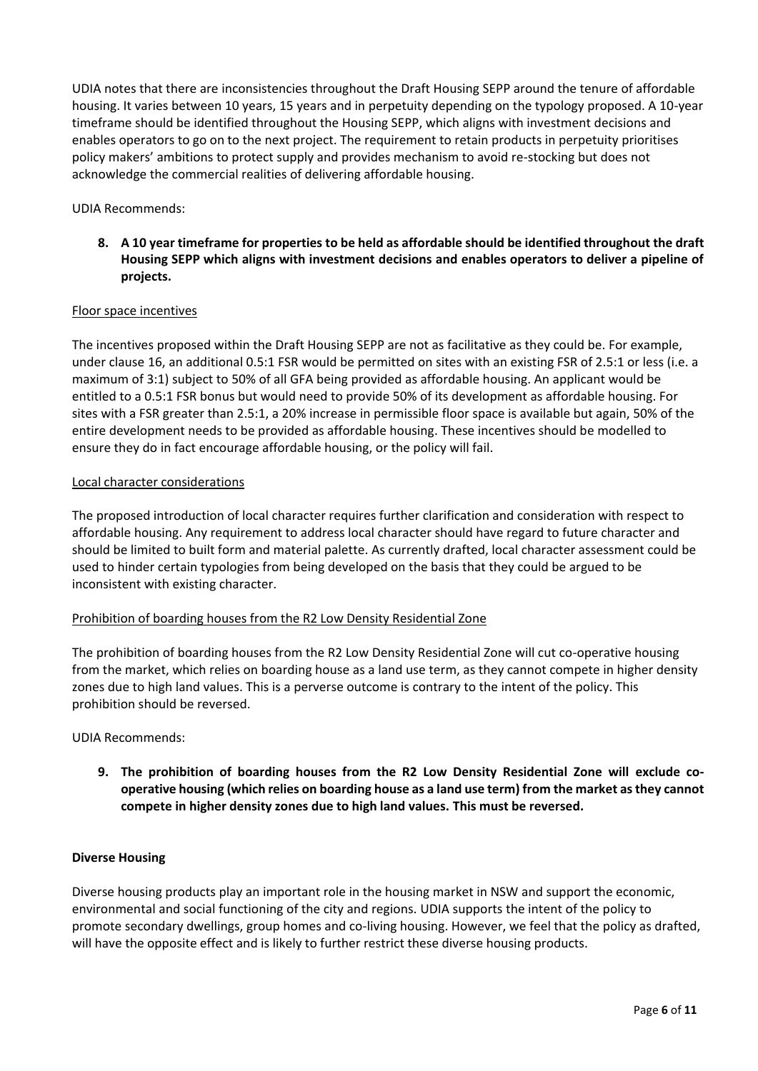UDIA notes that there are inconsistencies throughout the Draft Housing SEPP around the tenure of affordable housing. It varies between 10 years, 15 years and in perpetuity depending on the typology proposed. A 10-year timeframe should be identified throughout the Housing SEPP, which aligns with investment decisions and enables operators to go on to the next project. The requirement to retain products in perpetuity prioritises policy makers' ambitions to protect supply and provides mechanism to avoid re-stocking but does not acknowledge the commercial realities of delivering affordable housing.

UDIA Recommends:

8. **A 10 year timeframe for properties to be held as affordable should be identified throughout the draft Housing SEPP which aligns with investment decisions and enables operators to deliver a pipeline of projects.**

<u>Floor space incentives</u>

The incentives proposed within the Draft Housing SEPP are not as facilitative as they could be. For example, under clause 16, an additional 0.5:1 FSR would be permitted on sites with an existing FSR of 2.5:1 or less (i.e. a maximum of 3:1) subject to 50% of all GFA being provided as affordable housing. An applicant would be entitled to a 0.5:1 FSR bonus but would need to provide 50% of its development as affordable housing. For sites with a FSR greater than 2.5:1, a 20% increase in permissible floor space is available but again, 50% of the entire development needs to be provided as affordable housing. These incentives should be modelled to ensure they do in fact encourage affordable housing, or the policy will fail.

<u>Local character considerations</u>

The proposed introduction of local character requires further clarification and consideration with respect to affordable housing. Any requirement to address local character should have regard to future character and should be limited to built form and material palette. As currently drafted, local character assessment could be used to hinder certain typologies from being developed on the basis that they could be argued to be inconsistent with existing character.

<u>Prohibition of boarding houses from the R2 Low Density Residential Zone</u>

The prohibition of boarding houses from the R2 Low Density Residential Zone will cut co-operative housing from the market, which relies on boarding house as a land use term, as they cannot compete in higher density zones due to high land values. This is a perverse outcome is contrary to the intent of the policy. This prohibition should be reversed.

UDIA Recommends:

9. **The prohibition of boarding houses from the R2 Low Density Residential Zone will exclude co-operative housing (which relies on boarding house as a land use term) from the market as they cannot compete in higher density zones due to high land values. This must be reversed.**

**Diverse Housing**

Diverse housing products play an important role in the housing market in NSW and support the economic, environmental and social functioning of the city and regions. UDIA supports the intent of the policy to promote secondary dwellings, group homes and co-living housing. However, we feel that the policy as drafted, will have the opposite effect and is likely to further restrict these diverse housing products.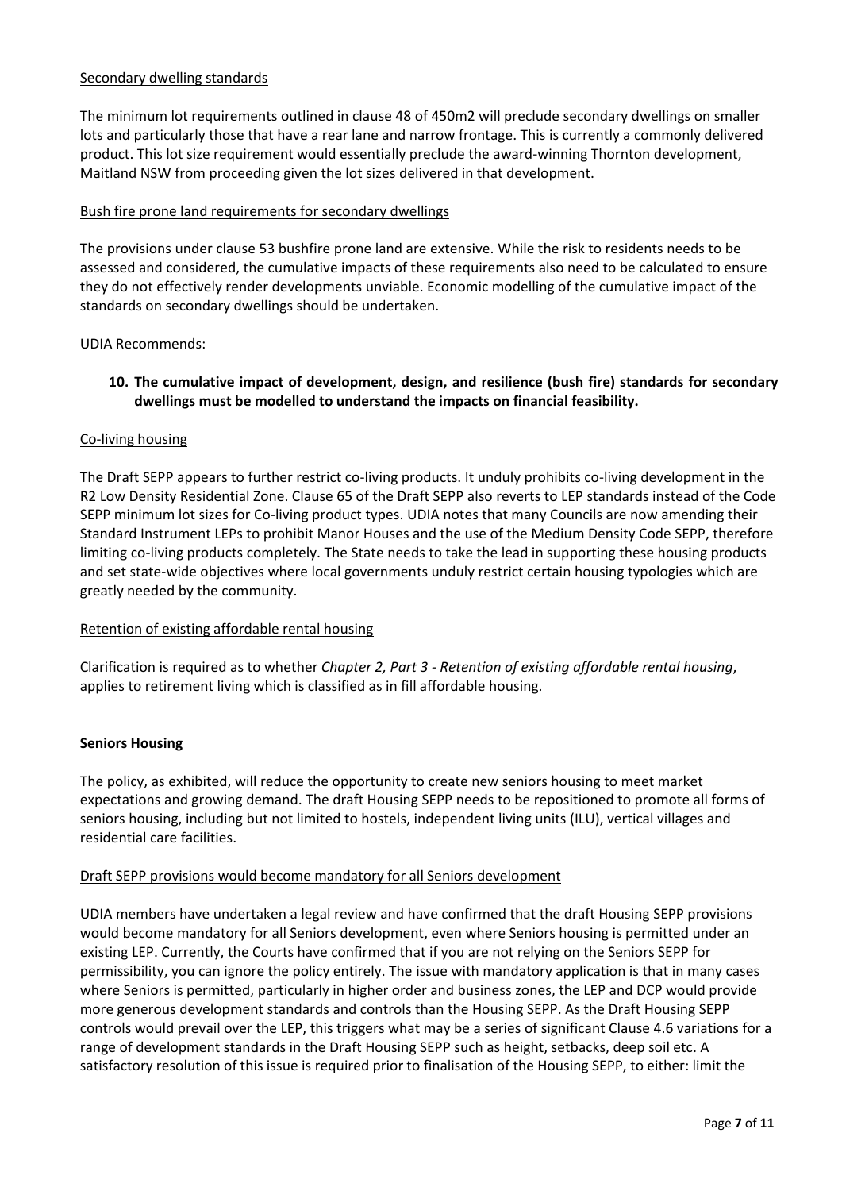Secondary dwelling standards

The minimum lot requirements outlined in clause 48 of 450m2 will preclude secondary dwellings on smaller lots and particularly those that have a rear lane and narrow frontage. This is currently a commonly delivered product. This lot size requirement would essentially preclude the award-winning Thornton development, Maitland NSW from proceeding given the lot sizes delivered in that development.

Bush fire prone land requirements for secondary dwellings

The provisions under clause 53 bushfire prone land are extensive. While the risk to residents needs to be assessed and considered, the cumulative impacts of these requirements also need to be calculated to ensure they do not effectively render developments unviable. Economic modelling of the cumulative impact of the standards on secondary dwellings should be undertaken.

UDIA Recommends:

10. **The cumulative impact of development, design, and resilience (bush fire) standards for secondary dwellings must be modelled to understand the impacts on financial feasibility.**

Co-living housing

The Draft SEPP appears to further restrict co-living products. It unduly prohibits co-living development in the R2 Low Density Residential Zone. Clause 65 of the Draft SEPP also reverts to LEP standards instead of the Code SEPP minimum lot sizes for Co-living product types. UDIA notes that many Councils are now amending their Standard Instrument LEPs to prohibit Manor Houses and the use of the Medium Density Code SEPP, therefore limiting co-living products completely. The State needs to take the lead in supporting these housing products and set state-wide objectives where local governments unduly restrict certain housing typologies which are greatly needed by the community.

Retention of existing affordable rental housing

Clarification is required as to whether *Chapter 2, Part 3 - Retention of existing affordable rental housing*, applies to retirement living which is classified as in fill affordable housing.

**Seniors Housing**

The policy, as exhibited, will reduce the opportunity to create new seniors housing to meet market expectations and growing demand. The draft Housing SEPP needs to be repositioned to promote all forms of seniors housing, including but not limited to hostels, independent living units (ILU), vertical villages and residential care facilities.

Draft SEPP provisions would become mandatory for all Seniors development

UDIA members have undertaken a legal review and have confirmed that the draft Housing SEPP provisions would become mandatory for all Seniors development, even where Seniors housing is permitted under an existing LEP. Currently, the Courts have confirmed that if you are not relying on the Seniors SEPP for permissibility, you can ignore the policy entirely. The issue with mandatory application is that in many cases where Seniors is permitted, particularly in higher order and business zones, the LEP and DCP would provide more generous development standards and controls than the Housing SEPP. As the Draft Housing SEPP controls would prevail over the LEP, this triggers what may be a series of significant Clause 4.6 variations for a range of development standards in the Draft Housing SEPP such as height, setbacks, deep soil etc. A satisfactory resolution of this issue is required prior to finalisation of the Housing SEPP, to either: limit the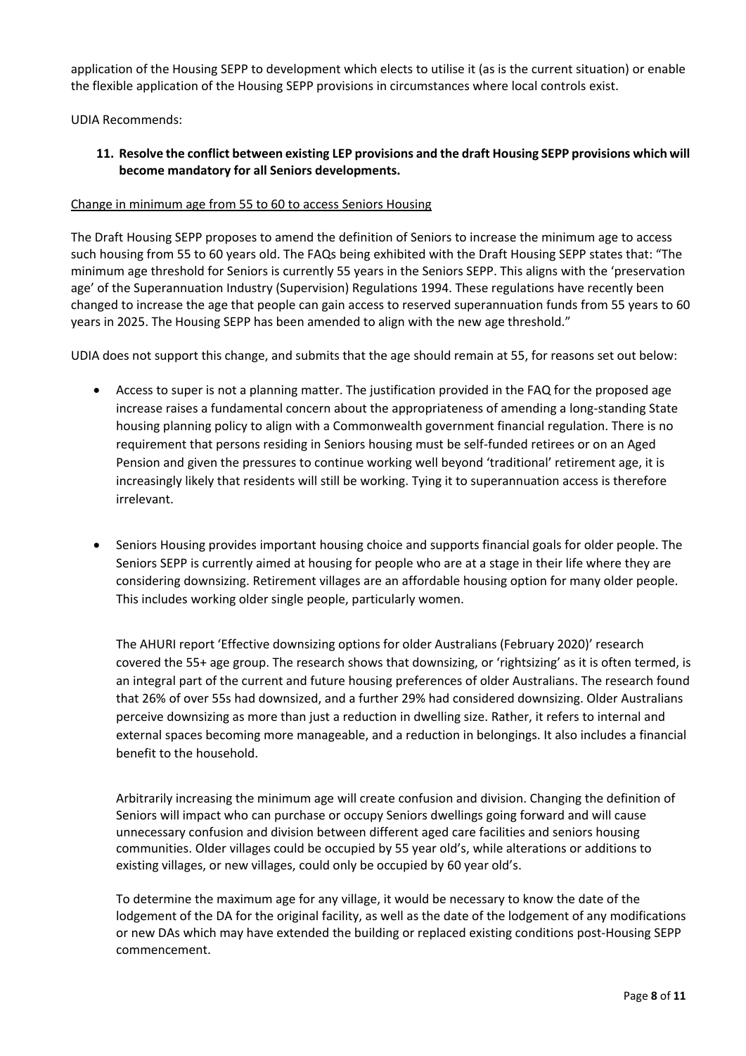application of the Housing SEPP to development which elects to utilise it (as is the current situation) or enable the flexible application of the Housing SEPP provisions in circumstances where local controls exist.

UDIA Recommends:

**11. Resolve the conflict between existing LEP provisions and the draft Housing SEPP provisions which will become mandatory for all Seniors developments.**

<u>Change in minimum age from 55 to 60 to access Seniors Housing</u>

The Draft Housing SEPP proposes to amend the definition of Seniors to increase the minimum age to access such housing from 55 to 60 years old. The FAQs being exhibited with the Draft Housing SEPP states that: "The minimum age threshold for Seniors is currently 55 years in the Seniors SEPP. This aligns with the 'preservation age' of the Superannuation Industry (Supervision) Regulations 1994. These regulations have recently been changed to increase the age that people can gain access to reserved superannuation funds from 55 years to 60 years in 2025. The Housing SEPP has been amended to align with the new age threshold."

UDIA does not support this change, and submits that the age should remain at 55, for reasons set out below:

- Access to super is not a planning matter. The justification provided in the FAQ for the proposed age increase raises a fundamental concern about the appropriateness of amending a long-standing State housing planning policy to align with a Commonwealth government financial regulation. There is no requirement that persons residing in Seniors housing must be self-funded retirees or on an Aged Pension and given the pressures to continue working well beyond 'traditional' retirement age, it is increasingly likely that residents will still be working. Tying it to superannuation access is therefore irrelevant.

- Seniors Housing provides important housing choice and supports financial goals for older people. The Seniors SEPP is currently aimed at housing for people who are at a stage in their life where they are considering downsizing. Retirement villages are an affordable housing option for many older people. This includes working older single people, particularly women.

  The AHURI report 'Effective downsizing options for older Australians (February 2020)' research covered the 55+ age group. The research shows that downsizing, or 'rightsizing' as it is often termed, is an integral part of the current and future housing preferences of older Australians. The research found that 26% of over 55s had downsized, and a further 29% had considered downsizing. Older Australians perceive downsizing as more than just a reduction in dwelling size. Rather, it refers to internal and external spaces becoming more manageable, and a reduction in belongings. It also includes a financial benefit to the household.

  Arbitrarily increasing the minimum age will create confusion and division. Changing the definition of Seniors will impact who can purchase or occupy Seniors dwellings going forward and will cause unnecessary confusion and division between different aged care facilities and seniors housing communities. Older villages could be occupied by 55 year old's, while alterations or additions to existing villages, or new villages, could only be occupied by 60 year old's.

  To determine the maximum age for any village, it would be necessary to know the date of the lodgement of the DA for the original facility, as well as the date of the lodgement of any modifications or new DAs which may have extended the building or replaced existing conditions post-Housing SEPP commencement.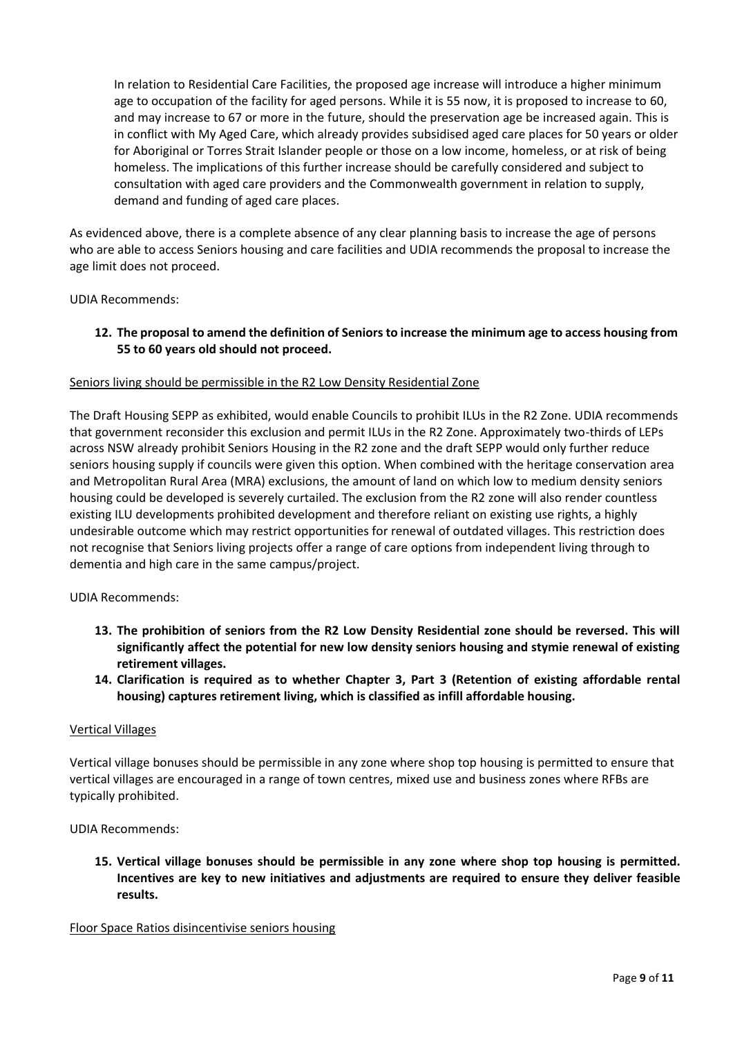In relation to Residential Care Facilities, the proposed age increase will introduce a higher minimum age to occupation of the facility for aged persons. While it is 55 now, it is proposed to increase to 60, and may increase to 67 or more in the future, should the preservation age be increased again. This is in conflict with My Aged Care, which already provides subsidised aged care places for 50 years or older for Aboriginal or Torres Strait Islander people or those on a low income, homeless, or at risk of being homeless. The implications of this further increase should be carefully considered and subject to consultation with aged care providers and the Commonwealth government in relation to supply, demand and funding of aged care places.

As evidenced above, there is a complete absence of any clear planning basis to increase the age of persons who are able to access Seniors housing and care facilities and UDIA recommends the proposal to increase the age limit does not proceed.

UDIA Recommends:

12. **The proposal to amend the definition of Seniors to increase the minimum age to access housing from 55 to 60 years old should not proceed.**

<u>Seniors living should be permissible in the R2 Low Density Residential Zone</u>

The Draft Housing SEPP as exhibited, would enable Councils to prohibit ILUs in the R2 Zone. UDIA recommends that government reconsider this exclusion and permit ILUs in the R2 Zone. Approximately two-thirds of LEPs across NSW already prohibit Seniors Housing in the R2 zone and the draft SEPP would only further reduce seniors housing supply if councils were given this option. When combined with the heritage conservation area and Metropolitan Rural Area (MRA) exclusions, the amount of land on which low to medium density seniors housing could be developed is severely curtailed. The exclusion from the R2 zone will also render countless existing ILU developments prohibited development and therefore reliant on existing use rights, a highly undesirable outcome which may restrict opportunities for renewal of outdated villages. This restriction does not recognise that Seniors living projects offer a range of care options from independent living through to dementia and high care in the same campus/project.

UDIA Recommends:

13. **The prohibition of seniors from the R2 Low Density Residential zone should be reversed. This will significantly affect the potential for new low density seniors housing and stymie renewal of existing retirement villages.**
14. **Clarification is required as to whether Chapter 3, Part 3 (Retention of existing affordable rental housing) captures retirement living, which is classified as infill affordable housing.**

<u>Vertical Villages</u>

Vertical village bonuses should be permissible in any zone where shop top housing is permitted to ensure that vertical villages are encouraged in a range of town centres, mixed use and business zones where RFBs are typically prohibited.

UDIA Recommends:

15. **Vertical village bonuses should be permissible in any zone where shop top housing is permitted. Incentives are key to new initiatives and adjustments are required to ensure they deliver feasible results.**

<u>Floor Space Ratios disincentivise seniors housing</u>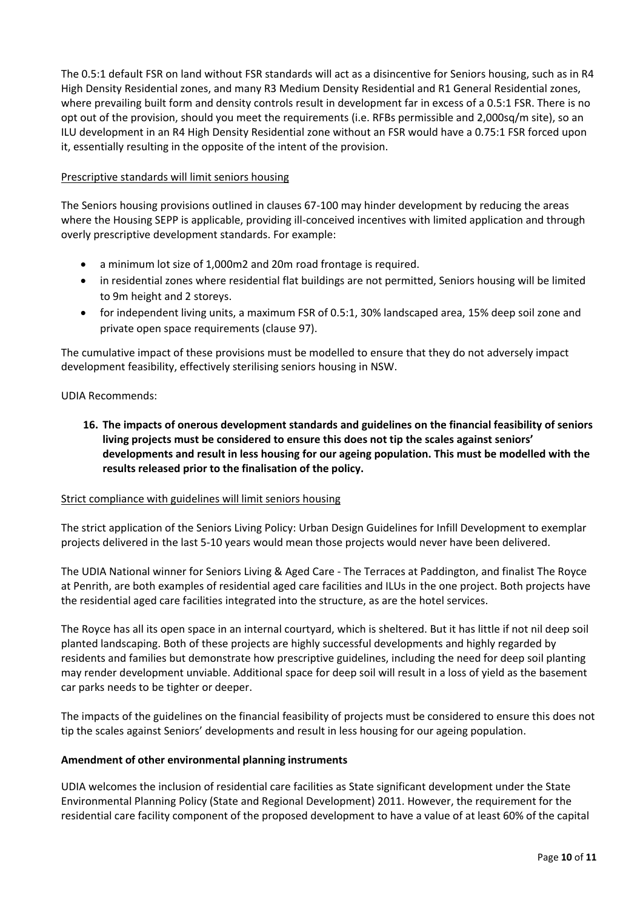The 0.5:1 default FSR on land without FSR standards will act as a disincentive for Seniors housing, such as in R4 High Density Residential zones, and many R3 Medium Density Residential and R1 General Residential zones, where prevailing built form and density controls result in development far in excess of a 0.5:1 FSR. There is no opt out of the provision, should you meet the requirements (i.e. RFBs permissible and 2,000sq/m site), so an ILU development in an R4 High Density Residential zone without an FSR would have a 0.75:1 FSR forced upon it, essentially resulting in the opposite of the intent of the provision.

<u>Prescriptive standards will limit seniors housing</u>

The Seniors housing provisions outlined in clauses 67-100 may hinder development by reducing the areas where the Housing SEPP is applicable, providing ill-conceived incentives with limited application and through overly prescriptive development standards. For example:

- a minimum lot size of 1,000m2 and 20m road frontage is required.
- in residential zones where residential flat buildings are not permitted, Seniors housing will be limited to 9m height and 2 storeys.
- for independent living units, a maximum FSR of 0.5:1, 30% landscaped area, 15% deep soil zone and private open space requirements (clause 97).

The cumulative impact of these provisions must be modelled to ensure that they do not adversely impact development feasibility, effectively sterilising seniors housing in NSW.

UDIA Recommends:

16. **The impacts of onerous development standards and guidelines on the financial feasibility of seniors living projects must be considered to ensure this does not tip the scales against seniors' developments and result in less housing for our ageing population. This must be modelled with the results released prior to the finalisation of the policy.**

<u>Strict compliance with guidelines will limit seniors housing</u>

The strict application of the Seniors Living Policy: Urban Design Guidelines for Infill Development to exemplar projects delivered in the last 5-10 years would mean those projects would never have been delivered.

The UDIA National winner for Seniors Living & Aged Care - The Terraces at Paddington, and finalist The Royce at Penrith, are both examples of residential aged care facilities and ILUs in the one project. Both projects have the residential aged care facilities integrated into the structure, as are the hotel services.

The Royce has all its open space in an internal courtyard, which is sheltered. But it has little if not nil deep soil planted landscaping. Both of these projects are highly successful developments and highly regarded by residents and families but demonstrate how prescriptive guidelines, including the need for deep soil planting may render development unviable. Additional space for deep soil will result in a loss of yield as the basement car parks needs to be tighter or deeper.

The impacts of the guidelines on the financial feasibility of projects must be considered to ensure this does not tip the scales against Seniors' developments and result in less housing for our ageing population.

**Amendment of other environmental planning instruments**

UDIA welcomes the inclusion of residential care facilities as State significant development under the State Environmental Planning Policy (State and Regional Development) 2011. However, the requirement for the residential care facility component of the proposed development to have a value of at least 60% of the capital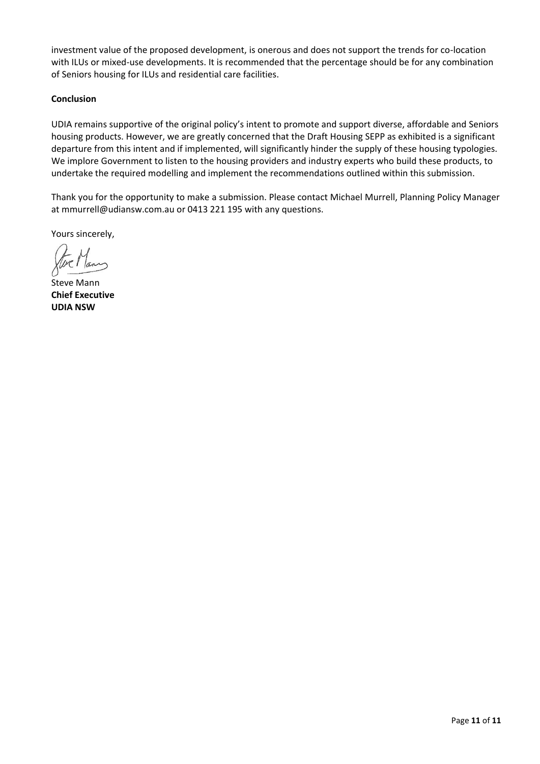investment value of the proposed development, is onerous and does not support the trends for co-location with ILUs or mixed-use developments. It is recommended that the percentage should be for any combination of Seniors housing for ILUs and residential care facilities.

**Conclusion**

UDIA remains supportive of the original policy's intent to promote and support diverse, affordable and Seniors housing products. However, we are greatly concerned that the Draft Housing SEPP as exhibited is a significant departure from this intent and if implemented, will significantly hinder the supply of these housing typologies. We implore Government to listen to the housing providers and industry experts who build these products, to undertake the required modelling and implement the recommendations outlined within this submission.

Thank you for the opportunity to make a submission. Please contact Michael Murrell, Planning Policy Manager at mmurrell@udiansw.com.au or 0413 221 195 with any questions.

Yours sincerely,

Steve Mann
**Chief Executive**
**UDIA NSW**